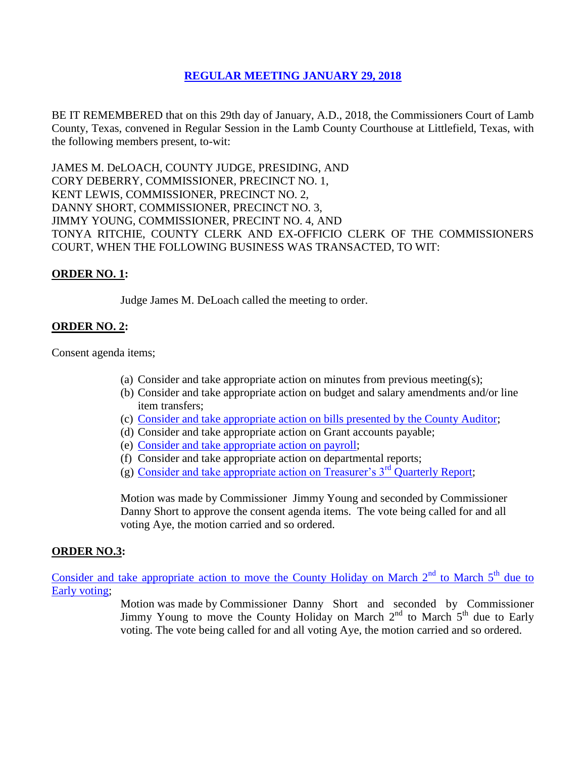# REGULAR MEETING JANUARY 29, 2018

BE IT REMEMBERED that on this 29th day of January, A.D., 2018, the Commissioners Court of Lamb County, Texas, convened in Regular Session in the Lamb County Courthouse at Littlefield, Texas, with the following members present, to-wit:

JAMES M. DeLOACH, COUNTY JUDGE, PRESIDING, AND
CORY DEBERRY, COMMISSIONER, PRECINCT NO. 1,
KENT LEWIS, COMMISSIONER, PRECINCT NO. 2,
DANNY SHORT, COMMISSIONER, PRECINCT NO. 3,
JIMMY YOUNG, COMMISSIONER, PRECINT NO. 4, AND
TONYA RITCHIE, COUNTY CLERK AND EX-OFFICIO CLERK OF THE COMMISSIONERS COURT, WHEN THE FOLLOWING BUSINESS WAS TRANSACTED, TO WIT:

**ORDER NO. 1:**

Judge James M. DeLoach called the meeting to order.

**ORDER NO. 2:**

Consent agenda items;

(a) Consider and take appropriate action on minutes from previous meeting(s);
(b) Consider and take appropriate action on budget and salary amendments and/or line item transfers;
(c) Consider and take appropriate action on bills presented by the County Auditor;
(d) Consider and take appropriate action on Grant accounts payable;
(e) Consider and take appropriate action on payroll;
(f) Consider and take appropriate action on departmental reports;
(g) Consider and take appropriate action on Treasurer's 3rd Quarterly Report;

Motion was made by Commissioner Jimmy Young and seconded by Commissioner Danny Short to approve the consent agenda items. The vote being called for and all voting Aye, the motion carried and so ordered.

**ORDER NO.3:**

Consider and take appropriate action to move the County Holiday on March 2nd to March 5th due to Early voting;

Motion was made by Commissioner Danny Short and seconded by Commissioner Jimmy Young to move the County Holiday on March 2nd to March 5th due to Early voting. The vote being called for and all voting Aye, the motion carried and so ordered.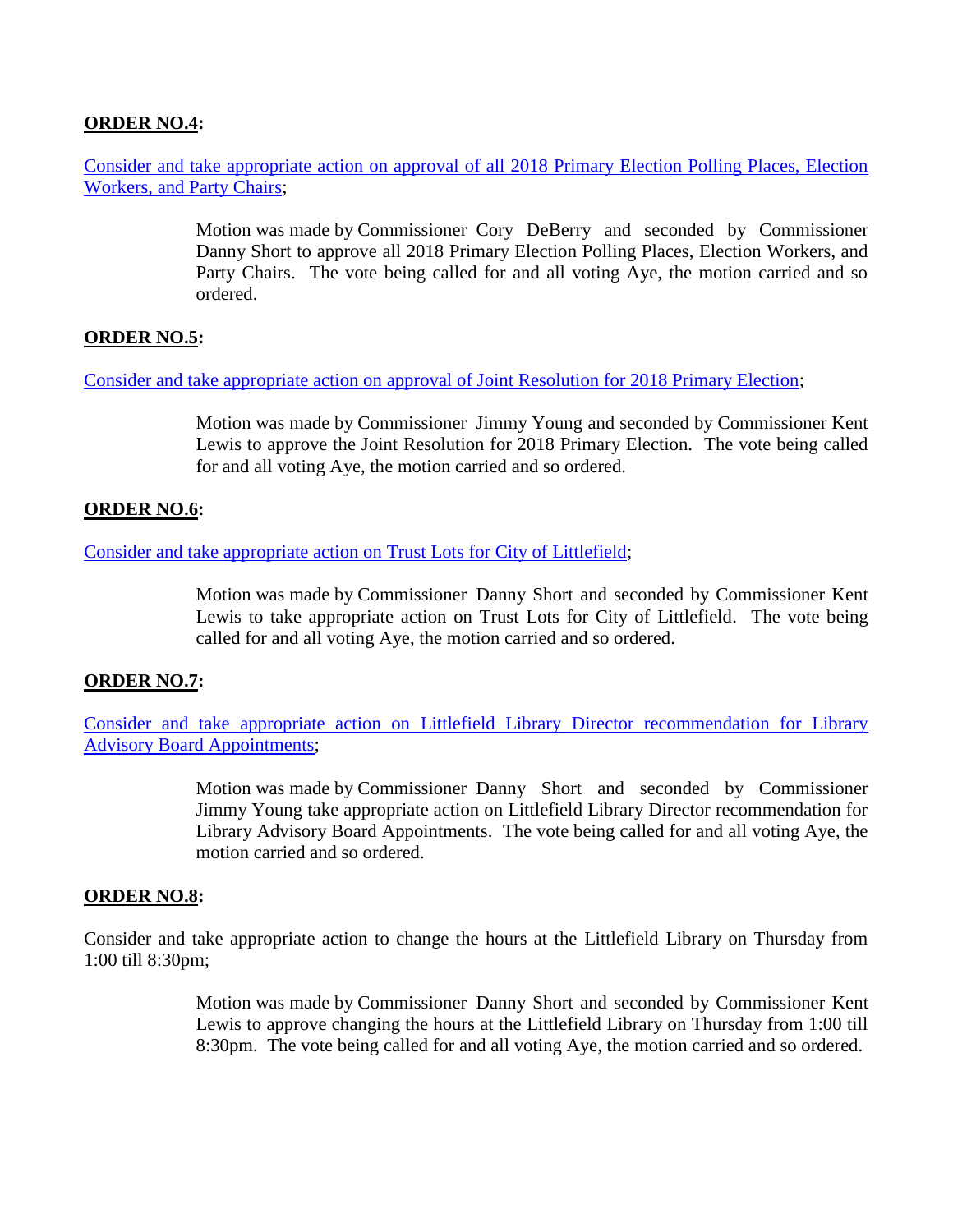**ORDER NO.4:**

Consider and take appropriate action on approval of all 2018 Primary Election Polling Places, Election Workers, and Party Chairs;

> Motion was made by Commissioner Cory DeBerry and seconded by Commissioner Danny Short to approve all 2018 Primary Election Polling Places, Election Workers, and Party Chairs. The vote being called for and all voting Aye, the motion carried and so ordered.

**ORDER NO.5:**

Consider and take appropriate action on approval of Joint Resolution for 2018 Primary Election;

> Motion was made by Commissioner Jimmy Young and seconded by Commissioner Kent Lewis to approve the Joint Resolution for 2018 Primary Election. The vote being called for and all voting Aye, the motion carried and so ordered.

**ORDER NO.6:**

Consider and take appropriate action on Trust Lots for City of Littlefield;

> Motion was made by Commissioner Danny Short and seconded by Commissioner Kent Lewis to take appropriate action on Trust Lots for City of Littlefield. The vote being called for and all voting Aye, the motion carried and so ordered.

**ORDER NO.7:**

Consider and take appropriate action on Littlefield Library Director recommendation for Library Advisory Board Appointments;

> Motion was made by Commissioner Danny Short and seconded by Commissioner Jimmy Young take appropriate action on Littlefield Library Director recommendation for Library Advisory Board Appointments. The vote being called for and all voting Aye, the motion carried and so ordered.

**ORDER NO.8:**

Consider and take appropriate action to change the hours at the Littlefield Library on Thursday from 1:00 till 8:30pm;

> Motion was made by Commissioner Danny Short and seconded by Commissioner Kent Lewis to approve changing the hours at the Littlefield Library on Thursday from 1:00 till 8:30pm. The vote being called for and all voting Aye, the motion carried and so ordered.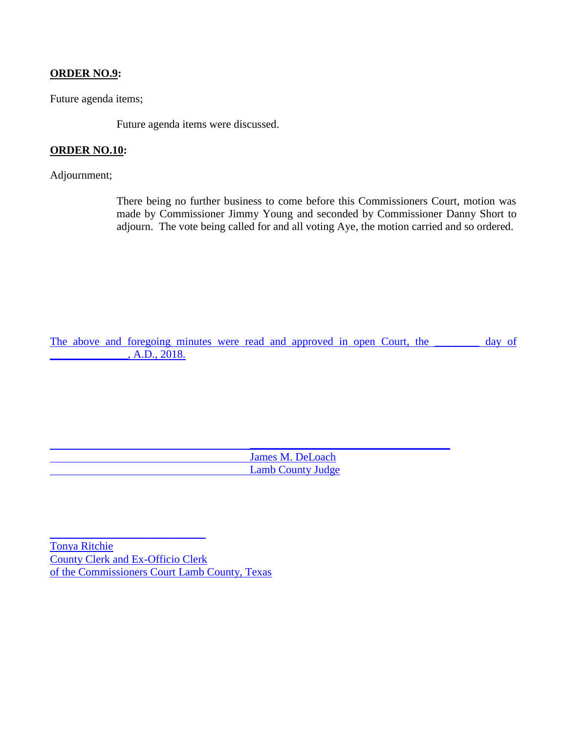**ORDER NO.9:**

Future agenda items;

Future agenda items were discussed.

**ORDER NO.10:**

Adjournment;

There being no further business to come before this Commissioners Court, motion was made by Commissioner Jimmy Young and seconded by Commissioner Danny Short to adjourn. The vote being called for and all voting Aye, the motion carried and so ordered.

The above and foregoing minutes were read and approved in open Court, the ________ day of _____________, A.D., 2018.

________________________________

James M. DeLoach
Lamb County Judge

________________________

Tonya Ritchie
County Clerk and Ex-Officio Clerk
of the Commissioners Court Lamb County, Texas